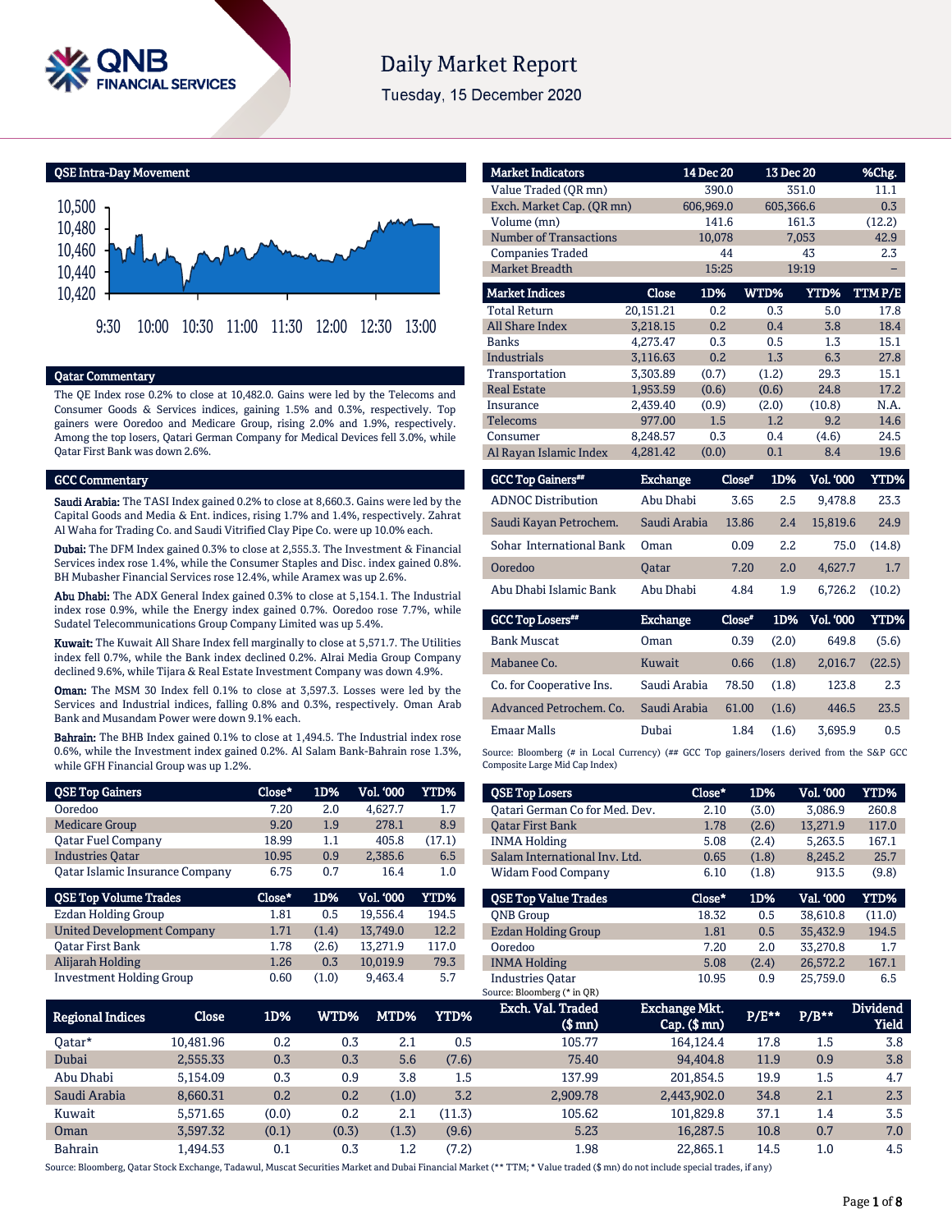# Daily Market Report

Tuesday, 15 December 2020

## QSE Intra-Day Movement

## Qatar Commentary

The QE Index rose 0.2% to close at 10,482.0. Gains were led by the Telecoms and Consumer Goods & Services indices, gaining 1.5% and 0.3%, respectively. Top gainers were Ooredoo and Medicare Group, rising 2.0% and 1.9%, respectively. Among the top losers, Qatari German Company for Medical Devices fell 3.0%, while Qatar First Bank was down 2.6%.

## GCC Commentary

**Saudi Arabia:** The TASI Index gained 0.2% to close at 8,660.3. Gains were led by the Capital Goods and Media & Ent. indices, rising 1.7% and 1.4%, respectively. Zahrat Al Waha for Trading Co. and Saudi Vitrified Clay Pipe Co. were up 10.0% each.

**Dubai:** The DFM Index gained 0.3% to close at 2,555.3. The Investment & Financial Services index rose 1.4%, while the Consumer Staples and Disc. index gained 0.8%. BH Mubasher Financial Services rose 12.4%, while Aramex was up 2.6%.

**Abu Dhabi:** The ADX General Index gained 0.3% to close at 5,154.1. The Industrial index rose 0.9%, while the Energy index gained 0.7%. Ooredoo rose 7.7%, while Sudatel Telecommunications Group Company Limited was up 5.4%.

**Kuwait:** The Kuwait All Share Index fell marginally to close at 5,571.7. The Utilities index fell 0.7%, while the Bank index declined 0.2%. Alrai Media Group Company declined 9.6%, while Tijara & Real Estate Investment Company was down 4.9%.

**Oman:** The MSM 30 Index fell 0.1% to close at 3,597.3. Losses were led by the Services and Industrial indices, falling 0.8% and 0.3%, respectively. Oman Arab Bank and Musandam Power were down 9.1% each.

**Bahrain:** The BHB Index gained 0.1% to close at 1,494.5. The Industrial index rose 0.6%, while the Investment index gained 0.2%. Al Salam Bank-Bahrain rose 1.3%, while GFH Financial Group was up 1.2%.

| Market Indicators | 14 Dec 20 | 13 Dec 20 | %Chg. |
|---|---|---|---|
| Value Traded (QR mn) | 390.0 | 351.0 | 11.1 |
| Exch. Market Cap. (QR mn) | 606,969.0 | 605,366.6 | 0.3 |
| Volume (mn) | 141.6 | 161.3 | (12.2) |
| Number of Transactions | 10,078 | 7,053 | 42.9 |
| Companies Traded | 44 | 43 | 2.3 |
| Market Breadth | 15:25 | 19:19 | – |

| Market Indices | Close | 1D% | WTD% | YTD% | TTM P/E |
|---|---|---|---|---|---|
| Total Return | 20,151.21 | 0.2 | 0.3 | 5.0 | 17.8 |
| All Share Index | 3,218.15 | 0.2 | 0.4 | 3.8 | 18.4 |
| Banks | 4,273.47 | 0.3 | 0.5 | 1.3 | 15.1 |
| Industrials | 3,116.63 | 0.2 | 1.3 | 6.3 | 27.8 |
| Transportation | 3,303.89 | (0.7) | (1.2) | 29.3 | 15.1 |
| Real Estate | 1,953.59 | (0.6) | (0.6) | 24.8 | 17.2 |
| Insurance | 2,439.40 | (0.9) | (2.0) | (10.8) | N.A. |
| Telecoms | 977.00 | 1.5 | 1.2 | 9.2 | 14.6 |
| Consumer | 8,248.57 | 0.3 | 0.4 | (4.6) | 24.5 |
| Al Rayan Islamic Index | 4,281.42 | (0.0) | 0.1 | 8.4 | 19.6 |

| GCC Top Gainers## | Exchange | Close# | 1D% | Vol. '000 | YTD% |
|---|---|---|---|---|---|
| ADNOC Distribution | Abu Dhabi | 3.65 | 2.5 | 9,478.8 | 23.3 |
| Saudi Kayan Petrochem. | Saudi Arabia | 13.86 | 2.4 | 15,819.6 | 24.9 |
| Sohar International Bank | Oman | 0.09 | 2.2 | 75.0 | (14.8) |
| Ooredoo | Qatar | 7.20 | 2.0 | 4,627.7 | 1.7 |
| Abu Dhabi Islamic Bank | Abu Dhabi | 4.84 | 1.9 | 6,726.2 | (10.2) |

| GCC Top Losers## | Exchange | Close# | 1D% | Vol. '000 | YTD% |
|---|---|---|---|---|---|
| Bank Muscat | Oman | 0.39 | (2.0) | 649.8 | (5.6) |
| Mabanee Co. | Kuwait | 0.66 | (1.8) | 2,016.7 | (22.5) |
| Co. for Cooperative Ins. | Saudi Arabia | 78.50 | (1.8) | 123.8 | 2.3 |
| Advanced Petrochem. Co. | Saudi Arabia | 61.00 | (1.6) | 446.5 | 23.5 |
| Emaar Malls | Dubai | 1.84 | (1.6) | 3,695.9 | 0.5 |

Source: Bloomberg (# in Local Currency) (## GCC Top gainers/losers derived from the S&P GCC Composite Large Mid Cap Index)

| QSE Top Gainers | Close* | 1D% | Vol. '000 | YTD% |
|---|---|---|---|---|
| Ooredoo | 7.20 | 2.0 | 4,627.7 | 1.7 |
| Medicare Group | 9.20 | 1.9 | 278.1 | 8.9 |
| Qatar Fuel Company | 18.99 | 1.1 | 405.8 | (17.1) |
| Industries Qatar | 10.95 | 0.9 | 2,385.6 | 6.5 |
| Qatar Islamic Insurance Company | 6.75 | 0.7 | 16.4 | 1.0 |

| QSE Top Losers | Close* | 1D% | Vol. '000 | YTD% |
|---|---|---|---|---|
| Qatari German Co for Med. Dev. | 2.10 | (3.0) | 3,086.9 | 260.8 |
| Qatar First Bank | 1.78 | (2.6) | 13,271.9 | 117.0 |
| INMA Holding | 5.08 | (2.4) | 5,263.5 | 167.1 |
| Salam International Inv. Ltd. | 0.65 | (1.8) | 8,245.2 | 25.7 |
| Widam Food Company | 6.10 | (1.8) | 913.5 | (9.8) |

| QSE Top Volume Trades | Close* | 1D% | Vol. '000 | YTD% |
|---|---|---|---|---|
| Ezdan Holding Group | 1.81 | 0.5 | 19,556.4 | 194.5 |
| United Development Company | 1.71 | (1.4) | 13,749.0 | 12.2 |
| Qatar First Bank | 1.78 | (2.6) | 13,271.9 | 117.0 |
| Alijarah Holding | 1.26 | 0.3 | 10,019.9 | 79.3 |
| Investment Holding Group | 0.60 | (1.0) | 9,463.4 | 5.7 |

| QSE Top Value Trades | Close* | 1D% | Val. '000 | YTD% |
|---|---|---|---|---|
| QNB Group | 18.32 | 0.5 | 38,610.8 | (11.0) |
| Ezdan Holding Group | 1.81 | 0.5 | 35,432.9 | 194.5 |
| Ooredoo | 7.20 | 2.0 | 33,270.8 | 1.7 |
| INMA Holding | 5.08 | (2.4) | 26,572.2 | 167.1 |
| Industries Qatar | 10.95 | 0.9 | 25,759.0 | 6.5 |

Source: Bloomberg (* in QR)

| Regional Indices | Close | 1D% | WTD% | MTD% | YTD% | Exch. Val. Traded ($ mn) | Exchange Mkt. Cap. ($ mn) | P/E** | P/B** | Dividend Yield |
|---|---|---|---|---|---|---|---|---|---|---|
| Qatar* | 10,481.96 | 0.2 | 0.3 | 2.1 | 0.5 | 105.77 | 164,124.4 | 17.8 | 1.5 | 3.8 |
| Dubai | 2,555.33 | 0.3 | 0.3 | 5.6 | (7.6) | 75.40 | 94,404.8 | 11.9 | 0.9 | 3.8 |
| Abu Dhabi | 5,154.09 | 0.3 | 0.9 | 3.8 | 1.5 | 137.99 | 201,854.5 | 19.9 | 1.5 | 4.7 |
| Saudi Arabia | 8,660.31 | 0.2 | 0.2 | (1.0) | 3.2 | 2,909.78 | 2,443,902.0 | 34.8 | 2.1 | 2.3 |
| Kuwait | 5,571.65 | (0.0) | 0.2 | 2.1 | (11.3) | 105.62 | 101,829.8 | 37.1 | 1.4 | 3.5 |
| Oman | 3,597.32 | (0.1) | (0.3) | (1.3) | (9.6) | 5.23 | 16,287.5 | 10.8 | 0.7 | 7.0 |
| Bahrain | 1,494.53 | 0.1 | 0.3 | 1.2 | (7.2) | 1.98 | 22,865.1 | 14.5 | 1.0 | 4.5 |

Source: Bloomberg, Qatar Stock Exchange, Tadawul, Muscat Securities Market and Dubai Financial Market (** TTM; * Value traded ($ mn) do not include special trades, if any)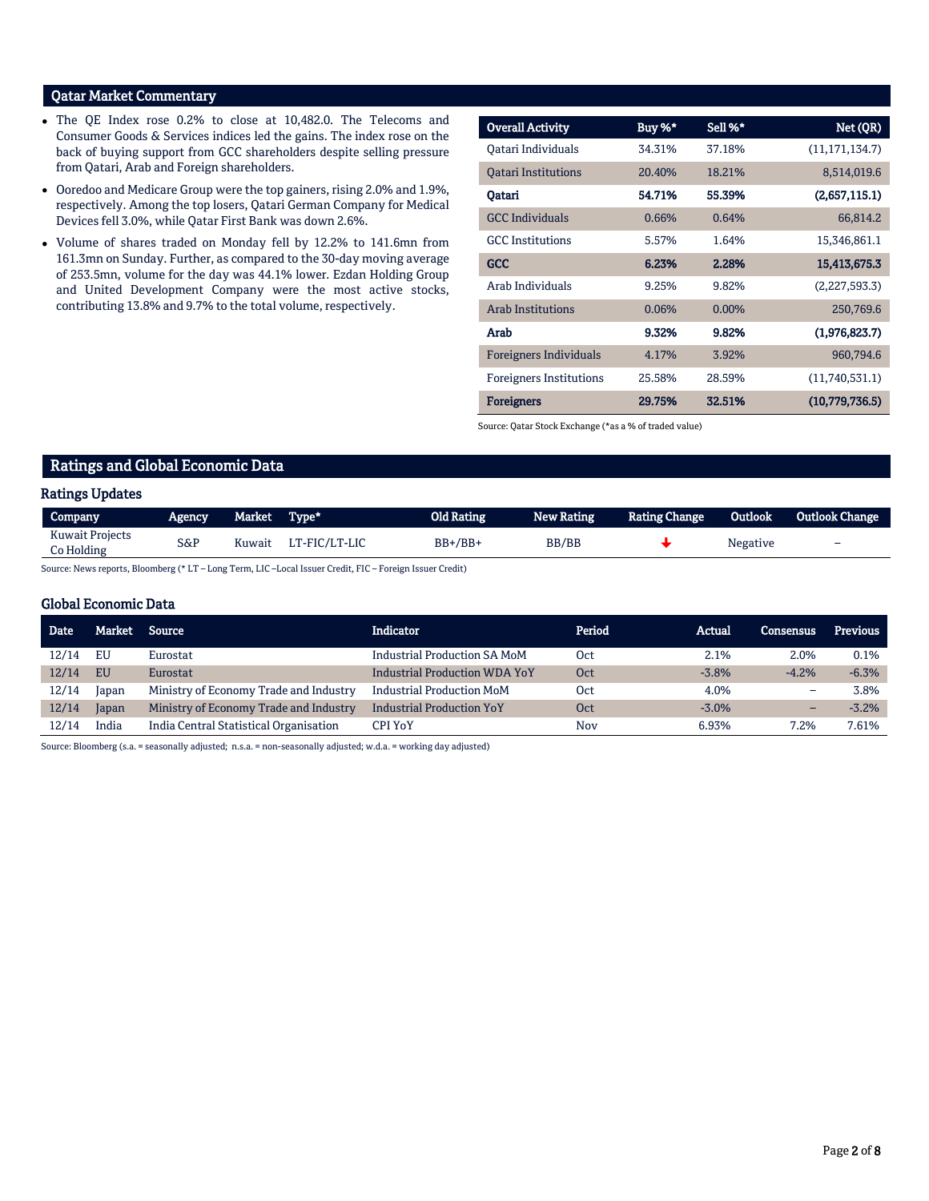## Qatar Market Commentary

- The QE Index rose 0.2% to close at 10,482.0. The Telecoms and Consumer Goods & Services indices led the gains. The index rose on the back of buying support from GCC shareholders despite selling pressure from Qatari, Arab and Foreign shareholders.
- Ooredoo and Medicare Group were the top gainers, rising 2.0% and 1.9%, respectively. Among the top losers, Qatari German Company for Medical Devices fell 3.0%, while Qatar First Bank was down 2.6%.
- Volume of shares traded on Monday fell by 12.2% to 141.6mn from 161.3mn on Sunday. Further, as compared to the 30-day moving average of 253.5mn, volume for the day was 44.1% lower. Ezdan Holding Group and United Development Company were the most active stocks, contributing 13.8% and 9.7% to the total volume, respectively.

| Overall Activity | Buy %* | Sell %* | Net (QR) |
|---|---|---|---|
| Qatari Individuals | 34.31% | 37.18% | (11,171,134.7) |
| Qatari Institutions | 20.40% | 18.21% | 8,514,019.6 |
| **Qatari** | **54.71%** | **55.39%** | **(2,657,115.1)** |
| GCC Individuals | 0.66% | 0.64% | 66,814.2 |
| GCC Institutions | 5.57% | 1.64% | 15,346,861.1 |
| **GCC** | **6.23%** | **2.28%** | **15,413,675.3** |
| Arab Individuals | 9.25% | 9.82% | (2,227,593.3) |
| Arab Institutions | 0.06% | 0.00% | 250,769.6 |
| **Arab** | **9.32%** | **9.82%** | **(1,976,823.7)** |
| Foreigners Individuals | 4.17% | 3.92% | 960,794.6 |
| Foreigners Institutions | 25.58% | 28.59% | (11,740,531.1) |
| **Foreigners** | **29.75%** | **32.51%** | **(10,779,736.5)** |

Source: Qatar Stock Exchange (*as a % of traded value)

## Ratings and Global Economic Data

### Ratings Updates

| Company | Agency | Market | Type* | Old Rating | New Rating | Rating Change | Outlook | Outlook Change |
|---|---|---|---|---|---|---|---|---|
| Kuwait Projects Co Holding | S&P | Kuwait | LT-FIC/LT-LIC | BB+/BB+ | BB/BB | ↓ | Negative | – |

Source: News reports, Bloomberg (* LT – Long Term, LIC –Local Issuer Credit, FIC – Foreign Issuer Credit)

### Global Economic Data

| Date | Market | Source | Indicator | Period | Actual | Consensus | Previous |
|---|---|---|---|---|---|---|---|
| 12/14 | EU | Eurostat | Industrial Production SA MoM | Oct | 2.1% | 2.0% | 0.1% |
| 12/14 | EU | Eurostat | Industrial Production WDA YoY | Oct | -3.8% | -4.2% | -6.3% |
| 12/14 | Japan | Ministry of Economy Trade and Industry | Industrial Production MoM | Oct | 4.0% | – | 3.8% |
| 12/14 | Japan | Ministry of Economy Trade and Industry | Industrial Production YoY | Oct | -3.0% | – | -3.2% |
| 12/14 | India | India Central Statistical Organisation | CPI YoY | Nov | 6.93% | 7.2% | 7.61% |

Source: Bloomberg (s.a. = seasonally adjusted; n.s.a. = non-seasonally adjusted; w.d.a. = working day adjusted)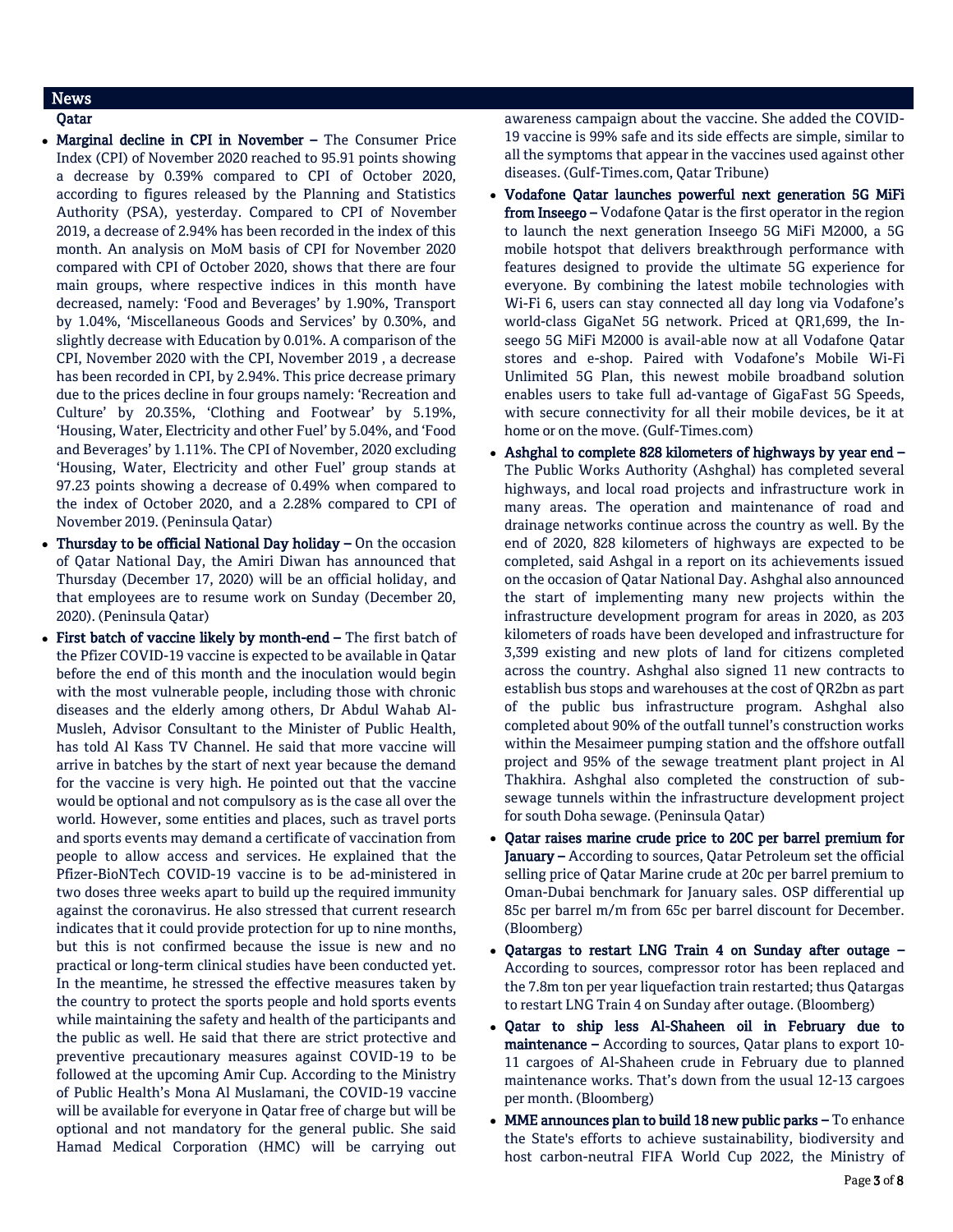## News

### Qatar

- **Marginal decline in CPI in November –** The Consumer Price Index (CPI) of November 2020 reached to 95.91 points showing a decrease by 0.39% compared to CPI of October 2020, according to figures released by the Planning and Statistics Authority (PSA), yesterday. Compared to CPI of November 2019, a decrease of 2.94% has been recorded in the index of this month. An analysis on MoM basis of CPI for November 2020 compared with CPI of October 2020, shows that there are four main groups, where respective indices in this month have decreased, namely: 'Food and Beverages' by 1.90%, Transport by 1.04%, 'Miscellaneous Goods and Services' by 0.30%, and slightly decrease with Education by 0.01%. A comparison of the CPI, November 2020 with the CPI, November 2019 , a decrease has been recorded in CPI, by 2.94%. This price decrease primary due to the prices decline in four groups namely: 'Recreation and Culture' by 20.35%, 'Clothing and Footwear' by 5.19%, 'Housing, Water, Electricity and other Fuel' by 5.04%, and 'Food and Beverages' by 1.11%. The CPI of November, 2020 excluding 'Housing, Water, Electricity and other Fuel' group stands at 97.23 points showing a decrease of 0.49% when compared to the index of October 2020, and a 2.28% compared to CPI of November 2019. (Peninsula Qatar)
- **Thursday to be official National Day holiday –** On the occasion of Qatar National Day, the Amiri Diwan has announced that Thursday (December 17, 2020) will be an official holiday, and that employees are to resume work on Sunday (December 20, 2020). (Peninsula Qatar)
- **First batch of vaccine likely by month-end –** The first batch of the Pfizer COVID-19 vaccine is expected to be available in Qatar before the end of this month and the inoculation would begin with the most vulnerable people, including those with chronic diseases and the elderly among others, Dr Abdul Wahab Al-Musleh, Advisor Consultant to the Minister of Public Health, has told Al Kass TV Channel. He said that more vaccine will arrive in batches by the start of next year because the demand for the vaccine is very high. He pointed out that the vaccine would be optional and not compulsory as is the case all over the world. However, some entities and places, such as travel ports and sports events may demand a certificate of vaccination from people to allow access and services. He explained that the Pfizer-BioNTech COVID-19 vaccine is to be ad-ministered in two doses three weeks apart to build up the required immunity against the coronavirus. He also stressed that current research indicates that it could provide protection for up to nine months, but this is not confirmed because the issue is new and no practical or long-term clinical studies have been conducted yet. In the meantime, he stressed the effective measures taken by the country to protect the sports people and hold sports events while maintaining the safety and health of the participants and the public as well. He said that there are strict protective and preventive precautionary measures against COVID-19 to be followed at the upcoming Amir Cup. According to the Ministry of Public Health's Mona Al Muslamani, the COVID-19 vaccine will be available for everyone in Qatar free of charge but will be optional and not mandatory for the general public. She said Hamad Medical Corporation (HMC) will be carrying out awareness campaign about the vaccine. She added the COVID-19 vaccine is 99% safe and its side effects are simple, similar to all the symptoms that appear in the vaccines used against other diseases. (Gulf-Times.com, Qatar Tribune)
- **Vodafone Qatar launches powerful next generation 5G MiFi from Inseego –** Vodafone Qatar is the first operator in the region to launch the next generation Inseego 5G MiFi M2000, a 5G mobile hotspot that delivers breakthrough performance with features designed to provide the ultimate 5G experience for everyone. By combining the latest mobile technologies with Wi-Fi 6, users can stay connected all day long via Vodafone's world-class GigaNet 5G network. Priced at QR1,699, the In-seego 5G MiFi M2000 is avail-able now at all Vodafone Qatar stores and e-shop. Paired with Vodafone's Mobile Wi-Fi Unlimited 5G Plan, this newest mobile broadband solution enables users to take full ad-vantage of GigaFast 5G Speeds, with secure connectivity for all their mobile devices, be it at home or on the move. (Gulf-Times.com)
- **Ashghal to complete 828 kilometers of highways by year end –** The Public Works Authority (Ashghal) has completed several highways, and local road projects and infrastructure work in many areas. The operation and maintenance of road and drainage networks continue across the country as well. By the end of 2020, 828 kilometers of highways are expected to be completed, said Ashgal in a report on its achievements issued on the occasion of Qatar National Day. Ashghal also announced the start of implementing many new projects within the infrastructure development program for areas in 2020, as 203 kilometers of roads have been developed and infrastructure for 3,399 existing and new plots of land for citizens completed across the country. Ashghal also signed 11 new contracts to establish bus stops and warehouses at the cost of QR2bn as part of the public bus infrastructure program. Ashghal also completed about 90% of the outfall tunnel's construction works within the Mesaimeer pumping station and the offshore outfall project and 95% of the sewage treatment plant project in Al Thakhira. Ashghal also completed the construction of sub-sewage tunnels within the infrastructure development project for south Doha sewage. (Peninsula Qatar)
- **Qatar raises marine crude price to 20C per barrel premium for January –** According to sources, Qatar Petroleum set the official selling price of Qatar Marine crude at 20c per barrel premium to Oman-Dubai benchmark for January sales. OSP differential up 85c per barrel m/m from 65c per barrel discount for December. (Bloomberg)
- **Qatargas to restart LNG Train 4 on Sunday after outage –** According to sources, compressor rotor has been replaced and the 7.8m ton per year liquefaction train restarted; thus Qatargas to restart LNG Train 4 on Sunday after outage. (Bloomberg)
- **Qatar to ship less Al-Shaheen oil in February due to maintenance –** According to sources, Qatar plans to export 10-11 cargoes of Al-Shaheen crude in February due to planned maintenance works. That's down from the usual 12-13 cargoes per month. (Bloomberg)
- **MME announces plan to build 18 new public parks –** To enhance the State's efforts to achieve sustainability, biodiversity and host carbon-neutral FIFA World Cup 2022, the Ministry of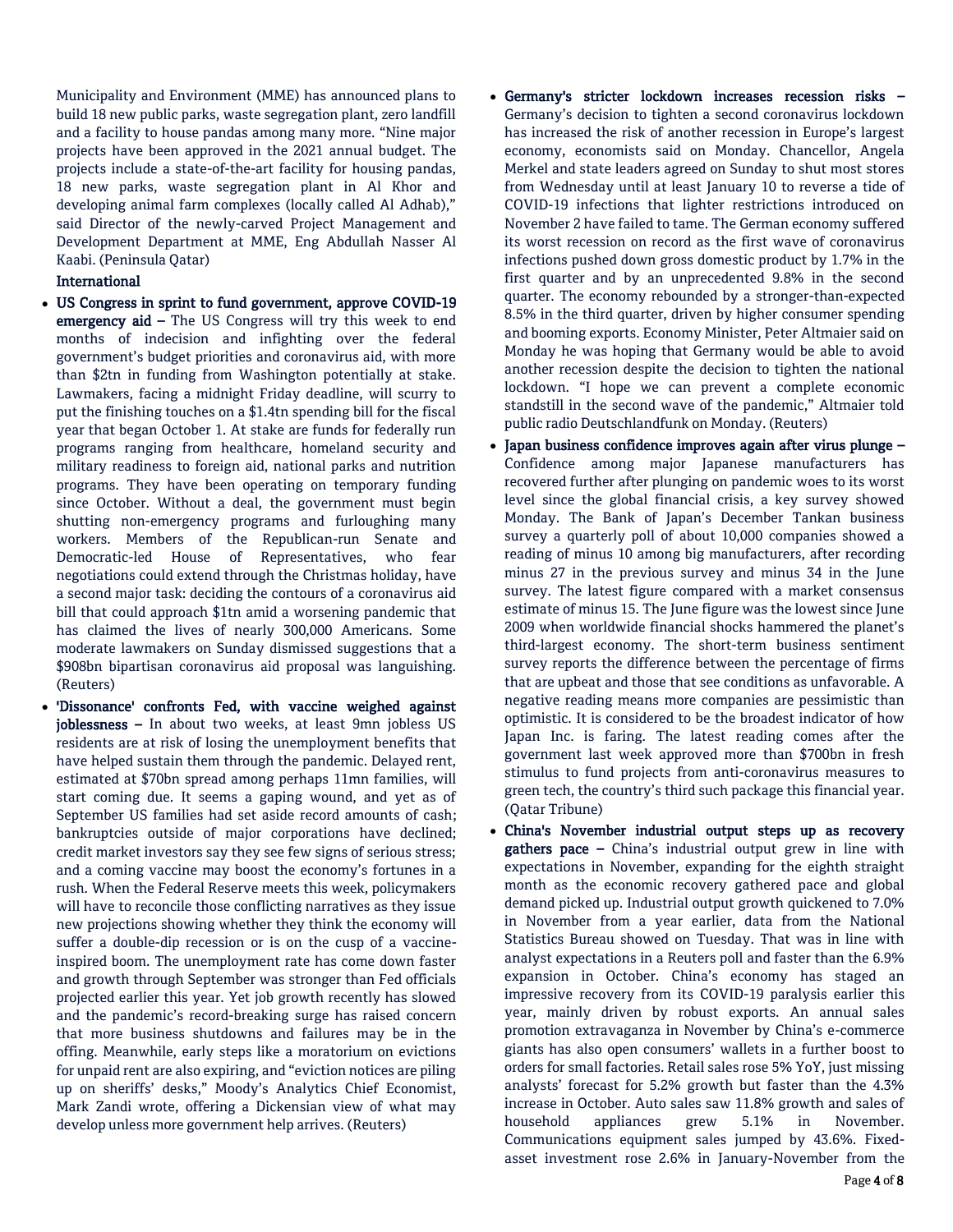Municipality and Environment (MME) has announced plans to build 18 new public parks, waste segregation plant, zero landfill and a facility to house pandas among many more. “Nine major projects have been approved in the 2021 annual budget. The projects include a state-of-the-art facility for housing pandas, 18 new parks, waste segregation plant in Al Khor and developing animal farm complexes (locally called Al Adhab),” said Director of the newly-carved Project Management and Development Department at MME, Eng Abdullah Nasser Al Kaabi. (Peninsula Qatar)

## International

- **US Congress in sprint to fund government, approve COVID-19 emergency aid –** The US Congress will try this week to end months of indecision and infighting over the federal government’s budget priorities and coronavirus aid, with more than $2tn in funding from Washington potentially at stake. Lawmakers, facing a midnight Friday deadline, will scurry to put the finishing touches on a $1.4tn spending bill for the fiscal year that began October 1. At stake are funds for federally run programs ranging from healthcare, homeland security and military readiness to foreign aid, national parks and nutrition programs. They have been operating on temporary funding since October. Without a deal, the government must begin shutting non-emergency programs and furloughing many workers. Members of the Republican-run Senate and Democratic-led House of Representatives, who fear negotiations could extend through the Christmas holiday, have a second major task: deciding the contours of a coronavirus aid bill that could approach $1tn amid a worsening pandemic that has claimed the lives of nearly 300,000 Americans. Some moderate lawmakers on Sunday dismissed suggestions that a $908bn bipartisan coronavirus aid proposal was languishing. (Reuters)
- **'Dissonance' confronts Fed, with vaccine weighed against joblessness –** In about two weeks, at least 9mn jobless US residents are at risk of losing the unemployment benefits that have helped sustain them through the pandemic. Delayed rent, estimated at $70bn spread among perhaps 11mn families, will start coming due. It seems a gaping wound, and yet as of September US families had set aside record amounts of cash; bankruptcies outside of major corporations have declined; credit market investors say they see few signs of serious stress; and a coming vaccine may boost the economy’s fortunes in a rush. When the Federal Reserve meets this week, policymakers will have to reconcile those conflicting narratives as they issue new projections showing whether they think the economy will suffer a double-dip recession or is on the cusp of a vaccine-inspired boom. The unemployment rate has come down faster and growth through September was stronger than Fed officials projected earlier this year. Yet job growth recently has slowed and the pandemic’s record-breaking surge has raised concern that more business shutdowns and failures may be in the offing. Meanwhile, early steps like a moratorium on evictions for unpaid rent are also expiring, and “eviction notices are piling up on sheriffs’ desks,” Moody’s Analytics Chief Economist, Mark Zandi wrote, offering a Dickensian view of what may develop unless more government help arrives. (Reuters)
- **Germany's stricter lockdown increases recession risks –** Germany’s decision to tighten a second coronavirus lockdown has increased the risk of another recession in Europe’s largest economy, economists said on Monday. Chancellor, Angela Merkel and state leaders agreed on Sunday to shut most stores from Wednesday until at least January 10 to reverse a tide of COVID-19 infections that lighter restrictions introduced on November 2 have failed to tame. The German economy suffered its worst recession on record as the first wave of coronavirus infections pushed down gross domestic product by 1.7% in the first quarter and by an unprecedented 9.8% in the second quarter. The economy rebounded by a stronger-than-expected 8.5% in the third quarter, driven by higher consumer spending and booming exports. Economy Minister, Peter Altmaier said on Monday he was hoping that Germany would be able to avoid another recession despite the decision to tighten the national lockdown. “I hope we can prevent a complete economic standstill in the second wave of the pandemic,” Altmaier told public radio Deutschlandfunk on Monday. (Reuters)
- **Japan business confidence improves again after virus plunge –** Confidence among major Japanese manufacturers has recovered further after plunging on pandemic woes to its worst level since the global financial crisis, a key survey showed Monday. The Bank of Japan’s December Tankan business survey a quarterly poll of about 10,000 companies showed a reading of minus 10 among big manufacturers, after recording minus 27 in the previous survey and minus 34 in the June survey. The latest figure compared with a market consensus estimate of minus 15. The June figure was the lowest since June 2009 when worldwide financial shocks hammered the planet’s third-largest economy. The short-term business sentiment survey reports the difference between the percentage of firms that are upbeat and those that see conditions as unfavorable. A negative reading means more companies are pessimistic than optimistic. It is considered to be the broadest indicator of how Japan Inc. is faring. The latest reading comes after the government last week approved more than $700bn in fresh stimulus to fund projects from anti-coronavirus measures to green tech, the country’s third such package this financial year. (Qatar Tribune)
- **China's November industrial output steps up as recovery gathers pace –** China’s industrial output grew in line with expectations in November, expanding for the eighth straight month as the economic recovery gathered pace and global demand picked up. Industrial output growth quickened to 7.0% in November from a year earlier, data from the National Statistics Bureau showed on Tuesday. That was in line with analyst expectations in a Reuters poll and faster than the 6.9% expansion in October. China’s economy has staged an impressive recovery from its COVID-19 paralysis earlier this year, mainly driven by robust exports. An annual sales promotion extravaganza in November by China’s e-commerce giants has also open consumers’ wallets in a further boost to orders for small factories. Retail sales rose 5% YoY, just missing analysts’ forecast for 5.2% growth but faster than the 4.3% increase in October. Auto sales saw 11.8% growth and sales of household appliances grew 5.1% in November. Communications equipment sales jumped by 43.6%. Fixed-asset investment rose 2.6% in January-November from the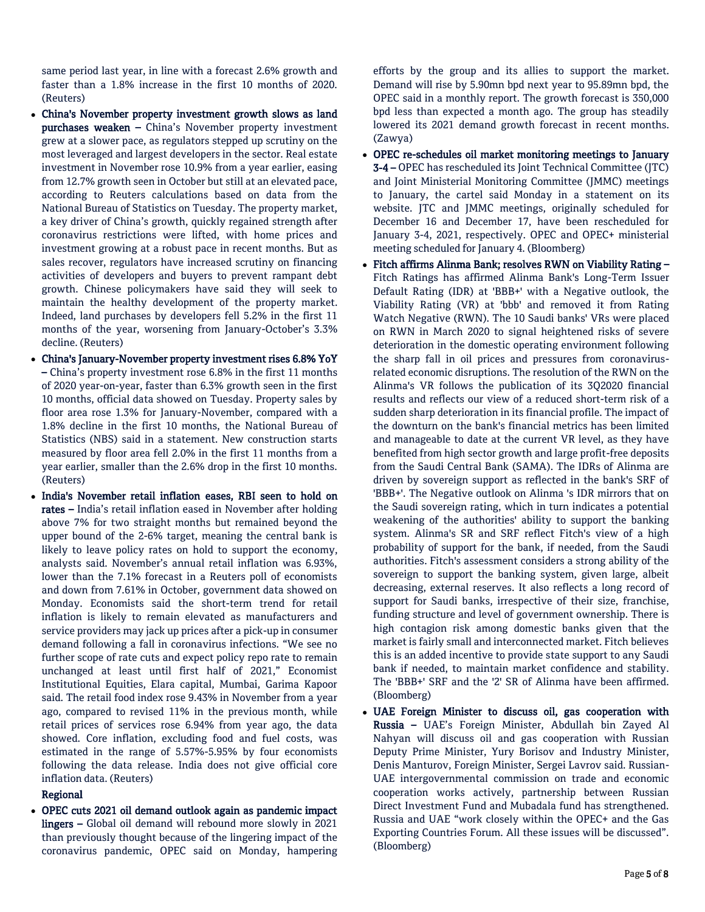same period last year, in line with a forecast 2.6% growth and faster than a 1.8% increase in the first 10 months of 2020. (Reuters)

- **China's November property investment growth slows as land purchases weaken –** China's November property investment grew at a slower pace, as regulators stepped up scrutiny on the most leveraged and largest developers in the sector. Real estate investment in November rose 10.9% from a year earlier, easing from 12.7% growth seen in October but still at an elevated pace, according to Reuters calculations based on data from the National Bureau of Statistics on Tuesday. The property market, a key driver of China's growth, quickly regained strength after coronavirus restrictions were lifted, with home prices and investment growing at a robust pace in recent months. But as sales recover, regulators have increased scrutiny on financing activities of developers and buyers to prevent rampant debt growth. Chinese policymakers have said they will seek to maintain the healthy development of the property market. Indeed, land purchases by developers fell 5.2% in the first 11 months of the year, worsening from January-October's 3.3% decline. (Reuters)
- **China's January-November property investment rises 6.8% YoY –** China's property investment rose 6.8% in the first 11 months of 2020 year-on-year, faster than 6.3% growth seen in the first 10 months, official data showed on Tuesday. Property sales by floor area rose 1.3% for January-November, compared with a 1.8% decline in the first 10 months, the National Bureau of Statistics (NBS) said in a statement. New construction starts measured by floor area fell 2.0% in the first 11 months from a year earlier, smaller than the 2.6% drop in the first 10 months. (Reuters)
- **India's November retail inflation eases, RBI seen to hold on rates –** India's retail inflation eased in November after holding above 7% for two straight months but remained beyond the upper bound of the 2-6% target, meaning the central bank is likely to leave policy rates on hold to support the economy, analysts said. November's annual retail inflation was 6.93%, lower than the 7.1% forecast in a Reuters poll of economists and down from 7.61% in October, government data showed on Monday. Economists said the short-term trend for retail inflation is likely to remain elevated as manufacturers and service providers may jack up prices after a pick-up in consumer demand following a fall in coronavirus infections. "We see no further scope of rate cuts and expect policy repo rate to remain unchanged at least until first half of 2021," Economist Institutional Equities, Elara capital, Mumbai, Garima Kapoor said. The retail food index rose 9.43% in November from a year ago, compared to revised 11% in the previous month, while retail prices of services rose 6.94% from year ago, the data showed. Core inflation, excluding food and fuel costs, was estimated in the range of 5.57%-5.95% by four economists following the data release. India does not give official core inflation data. (Reuters)

**Regional**

- **OPEC cuts 2021 oil demand outlook again as pandemic impact lingers –** Global oil demand will rebound more slowly in 2021 than previously thought because of the lingering impact of the coronavirus pandemic, OPEC said on Monday, hampering efforts by the group and its allies to support the market. Demand will rise by 5.90mn bpd next year to 95.89mn bpd, the OPEC said in a monthly report. The growth forecast is 350,000 bpd less than expected a month ago. The group has steadily lowered its 2021 demand growth forecast in recent months. (Zawya)
- **OPEC re-schedules oil market monitoring meetings to January 3-4 –** OPEC has rescheduled its Joint Technical Committee (JTC) and Joint Ministerial Monitoring Committee (JMMC) meetings to January, the cartel said Monday in a statement on its website. JTC and JMMC meetings, originally scheduled for December 16 and December 17, have been rescheduled for January 3-4, 2021, respectively. OPEC and OPEC+ ministerial meeting scheduled for January 4. (Bloomberg)
- **Fitch affirms Alinma Bank; resolves RWN on Viability Rating –** Fitch Ratings has affirmed Alinma Bank's Long-Term Issuer Default Rating (IDR) at 'BBB+' with a Negative outlook, the Viability Rating (VR) at 'bbb' and removed it from Rating Watch Negative (RWN). The 10 Saudi banks' VRs were placed on RWN in March 2020 to signal heightened risks of severe deterioration in the domestic operating environment following the sharp fall in oil prices and pressures from coronavirus-related economic disruptions. The resolution of the RWN on the Alinma's VR follows the publication of its 3Q2020 financial results and reflects our view of a reduced short-term risk of a sudden sharp deterioration in its financial profile. The impact of the downturn on the bank's financial metrics has been limited and manageable to date at the current VR level, as they have benefited from high sector growth and large profit-free deposits from the Saudi Central Bank (SAMA). The IDRs of Alinma are driven by sovereign support as reflected in the bank's SRF of 'BBB+'. The Negative outlook on Alinma 's IDR mirrors that on the Saudi sovereign rating, which in turn indicates a potential weakening of the authorities' ability to support the banking system. Alinma's SR and SRF reflect Fitch's view of a high probability of support for the bank, if needed, from the Saudi authorities. Fitch's assessment considers a strong ability of the sovereign to support the banking system, given large, albeit decreasing, external reserves. It also reflects a long record of support for Saudi banks, irrespective of their size, franchise, funding structure and level of government ownership. There is high contagion risk among domestic banks given that the market is fairly small and interconnected market. Fitch believes this is an added incentive to provide state support to any Saudi bank if needed, to maintain market confidence and stability. The 'BBB+' SRF and the '2' SR of Alinma have been affirmed. (Bloomberg)
- **UAE Foreign Minister to discuss oil, gas cooperation with Russia –** UAE's Foreign Minister, Abdullah bin Zayed Al Nahyan will discuss oil and gas cooperation with Russian Deputy Prime Minister, Yury Borisov and Industry Minister, Denis Manturov, Foreign Minister, Sergei Lavrov said. Russian-UAE intergovernmental commission on trade and economic cooperation works actively, partnership between Russian Direct Investment Fund and Mubadala fund has strengthened. Russia and UAE "work closely within the OPEC+ and the Gas Exporting Countries Forum. All these issues will be discussed". (Bloomberg)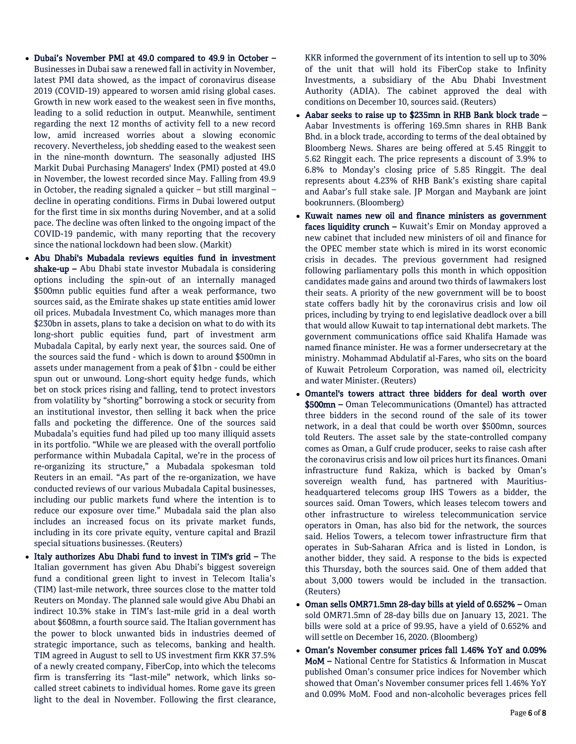- **Dubai's November PMI at 49.0 compared to 49.9 in October –** Businesses in Dubai saw a renewed fall in activity in November, latest PMI data showed, as the impact of coronavirus disease 2019 (COVID-19) appeared to worsen amid rising global cases. Growth in new work eased to the weakest seen in five months, leading to a solid reduction in output. Meanwhile, sentiment regarding the next 12 months of activity fell to a new record low, amid increased worries about a slowing economic recovery. Nevertheless, job shedding eased to the weakest seen in the nine-month downturn. The seasonally adjusted IHS Markit Dubai Purchasing Managers' Index (PMI) posted at 49.0 in November, the lowest recorded since May. Falling from 49.9 in October, the reading signaled a quicker – but still marginal – decline in operating conditions. Firms in Dubai lowered output for the first time in six months during November, and at a solid pace. The decline was often linked to the ongoing impact of the COVID-19 pandemic, with many reporting that the recovery since the national lockdown had been slow. (Markit)
- **Abu Dhabi's Mubadala reviews equities fund in investment shake-up –** Abu Dhabi state investor Mubadala is considering options including the spin-out of an internally managed $500mn public equities fund after a weak performance, two sources said, as the Emirate shakes up state entities amid lower oil prices. Mubadala Investment Co, which manages more than $230bn in assets, plans to take a decision on what to do with its long-short public equities fund, part of investment arm Mubadala Capital, by early next year, the sources said. One of the sources said the fund - which is down to around $500mn in assets under management from a peak of $1bn - could be either spun out or unwound. Long-short equity hedge funds, which bet on stock prices rising and falling, tend to protect investors from volatility by "shorting" borrowing a stock or security from an institutional investor, then selling it back when the price falls and pocketing the difference. One of the sources said Mubadala's equities fund had piled up too many illiquid assets in its portfolio. "While we are pleased with the overall portfolio performance within Mubadala Capital, we're in the process of re-organizing its structure," a Mubadala spokesman told Reuters in an email. "As part of the re-organization, we have conducted reviews of our various Mubadala Capital businesses, including our public markets fund where the intention is to reduce our exposure over time." Mubadala said the plan also includes an increased focus on its private market funds, including in its core private equity, venture capital and Brazil special situations businesses. (Reuters)
- **Italy authorizes Abu Dhabi fund to invest in TIM's grid –** The Italian government has given Abu Dhabi's biggest sovereign fund a conditional green light to invest in Telecom Italia's (TIM) last-mile network, three sources close to the matter told Reuters on Monday. The planned sale would give Abu Dhabi an indirect 10.3% stake in TIM's last-mile grid in a deal worth about $608mn, a fourth source said. The Italian government has the power to block unwanted bids in industries deemed of strategic importance, such as telecoms, banking and health. TIM agreed in August to sell to US investment firm KKR 37.5% of a newly created company, FiberCop, into which the telecoms firm is transferring its "last-mile" network, which links so-called street cabinets to individual homes. Rome gave its green light to the deal in November. Following the first clearance, KKR informed the government of its intention to sell up to 30% of the unit that will hold its FiberCop stake to Infinity Investments, a subsidiary of the Abu Dhabi Investment Authority (ADIA). The cabinet approved the deal with conditions on December 10, sources said. (Reuters)
- **Aabar seeks to raise up to $235mn in RHB Bank block trade –** Aabar Investments is offering 169.5mn shares in RHB Bank Bhd. in a block trade, according to terms of the deal obtained by Bloomberg News. Shares are being offered at 5.45 Ringgit to 5.62 Ringgit each. The price represents a discount of 3.9% to 6.8% to Monday's closing price of 5.85 Ringgit. The deal represents about 4.23% of RHB Bank's existing share capital and Aabar's full stake sale. JP Morgan and Maybank are joint bookrunners. (Bloomberg)
- **Kuwait names new oil and finance ministers as government faces liquidity crunch –** Kuwait's Emir on Monday approved a new cabinet that included new ministers of oil and finance for the OPEC member state which is mired in its worst economic crisis in decades. The previous government had resigned following parliamentary polls this month in which opposition candidates made gains and around two thirds of lawmakers lost their seats. A priority of the new government will be to boost state coffers badly hit by the coronavirus crisis and low oil prices, including by trying to end legislative deadlock over a bill that would allow Kuwait to tap international debt markets. The government communications office said Khalifa Hamade was named finance minister. He was a former undersecretary at the ministry. Mohammad Abdulatif al-Fares, who sits on the board of Kuwait Petroleum Corporation, was named oil, electricity and water Minister. (Reuters)
- **Omantel's towers attract three bidders for deal worth over $500mn –** Oman Telecommunications (Omantel) has attracted three bidders in the second round of the sale of its tower network, in a deal that could be worth over $500mn, sources told Reuters. The asset sale by the state-controlled company comes as Oman, a Gulf crude producer, seeks to raise cash after the coronavirus crisis and low oil prices hurt its finances. Omani infrastructure fund Rakiza, which is backed by Oman's sovereign wealth fund, has partnered with Mauritius-headquartered telecoms group IHS Towers as a bidder, the sources said. Oman Towers, which leases telecom towers and other infrastructure to wireless telecommunication service operators in Oman, has also bid for the network, the sources said. Helios Towers, a telecom tower infrastructure firm that operates in Sub-Saharan Africa and is listed in London, is another bidder, they said. A response to the bids is expected this Thursday, both the sources said. One of them added that about 3,000 towers would be included in the transaction. (Reuters)
- **Oman sells OMR71.5mn 28-day bills at yield of 0.652% –** Oman sold OMR71.5mn of 28-day bills due on January 13, 2021. The bills were sold at a price of 99.95, have a yield of 0.652% and will settle on December 16, 2020. (Bloomberg)
- **Oman's November consumer prices fall 1.46% YoY and 0.09% MoM –** National Centre for Statistics & Information in Muscat published Oman's consumer price indices for November which showed that Oman's November consumer prices fell 1.46% YoY and 0.09% MoM. Food and non-alcoholic beverages prices fell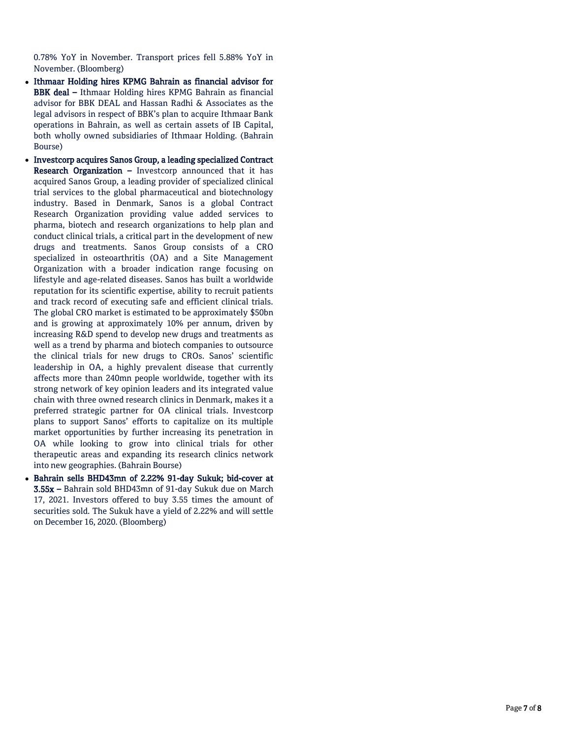0.78% YoY in November. Transport prices fell 5.88% YoY in November. (Bloomberg)

- **Ithmaar Holding hires KPMG Bahrain as financial advisor for BBK deal –** Ithmaar Holding hires KPMG Bahrain as financial advisor for BBK DEAL and Hassan Radhi & Associates as the legal advisors in respect of BBK's plan to acquire Ithmaar Bank operations in Bahrain, as well as certain assets of IB Capital, both wholly owned subsidiaries of Ithmaar Holding. (Bahrain Bourse)
- **Investcorp acquires Sanos Group, a leading specialized Contract Research Organization –** Investcorp announced that it has acquired Sanos Group, a leading provider of specialized clinical trial services to the global pharmaceutical and biotechnology industry. Based in Denmark, Sanos is a global Contract Research Organization providing value added services to pharma, biotech and research organizations to help plan and conduct clinical trials, a critical part in the development of new drugs and treatments. Sanos Group consists of a CRO specialized in osteoarthritis (OA) and a Site Management Organization with a broader indication range focusing on lifestyle and age-related diseases. Sanos has built a worldwide reputation for its scientific expertise, ability to recruit patients and track record of executing safe and efficient clinical trials. The global CRO market is estimated to be approximately $50bn and is growing at approximately 10% per annum, driven by increasing R&D spend to develop new drugs and treatments as well as a trend by pharma and biotech companies to outsource the clinical trials for new drugs to CROs. Sanos' scientific leadership in OA, a highly prevalent disease that currently affects more than 240mn people worldwide, together with its strong network of key opinion leaders and its integrated value chain with three owned research clinics in Denmark, makes it a preferred strategic partner for OA clinical trials. Investcorp plans to support Sanos' efforts to capitalize on its multiple market opportunities by further increasing its penetration in OA while looking to grow into clinical trials for other therapeutic areas and expanding its research clinics network into new geographies. (Bahrain Bourse)
- **Bahrain sells BHD43mn of 2.22% 91-day Sukuk; bid-cover at 3.55x –** Bahrain sold BHD43mn of 91-day Sukuk due on March 17, 2021. Investors offered to buy 3.55 times the amount of securities sold. The Sukuk have a yield of 2.22% and will settle on December 16, 2020. (Bloomberg)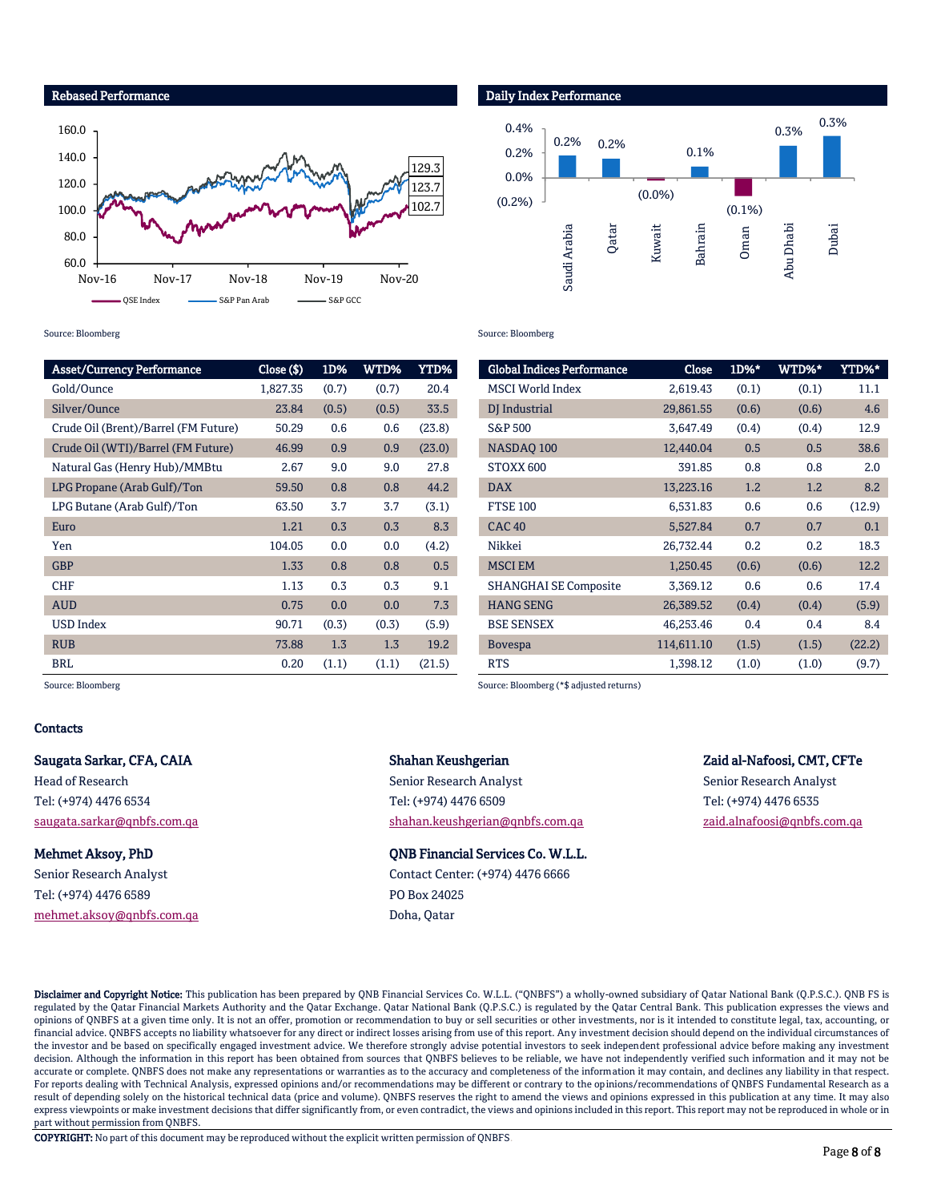## Rebased Performance

160.0
140.0
120.0
100.0
80.0
60.0

Nov-16 Nov-17 Nov-18 Nov-19 Nov-20

129.3
123.7
102.7

QSE Index — S&P Pan Arab — S&P GCC

Source: Bloomberg

## Daily Index Performance

0.4%
0.2%
0.0%
(0.2%)

0.2% 0.2% (0.0%) 0.1% (0.1%) 0.3% 0.3%

Saudi Arabia Qatar Kuwait Bahrain Oman Abu Dhabi Dubai

Source: Bloomberg

| Asset/Currency Performance | Close ($) | 1D% | WTD% | YTD% |
|---|---|---|---|---|
| Gold/Ounce | 1,827.35 | (0.7) | (0.7) | 20.4 |
| Silver/Ounce | 23.84 | (0.5) | (0.5) | 33.5 |
| Crude Oil (Brent)/Barrel (FM Future) | 50.29 | 0.6 | 0.6 | (23.8) |
| Crude Oil (WTI)/Barrel (FM Future) | 46.99 | 0.9 | 0.9 | (23.0) |
| Natural Gas (Henry Hub)/MMBtu | 2.67 | 9.0 | 9.0 | 27.8 |
| LPG Propane (Arab Gulf)/Ton | 59.50 | 0.8 | 0.8 | 44.2 |
| LPG Butane (Arab Gulf)/Ton | 63.50 | 3.7 | 3.7 | (3.1) |
| Euro | 1.21 | 0.3 | 0.3 | 8.3 |
| Yen | 104.05 | 0.0 | 0.0 | (4.2) |
| GBP | 1.33 | 0.8 | 0.8 | 0.5 |
| CHF | 1.13 | 0.3 | 0.3 | 9.1 |
| AUD | 0.75 | 0.0 | 0.0 | 7.3 |
| USD Index | 90.71 | (0.3) | (0.3) | (5.9) |
| RUB | 73.88 | 1.3 | 1.3 | 19.2 |
| BRL | 0.20 | (1.1) | (1.1) | (21.5) |

Source: Bloomberg

| Global Indices Performance | Close | 1D%* | WTD%* | YTD%* |
|---|---|---|---|---|
| MSCI World Index | 2,619.43 | (0.1) | (0.1) | 11.1 |
| DJ Industrial | 29,861.55 | (0.6) | (0.6) | 4.6 |
| S&P 500 | 3,647.49 | (0.4) | (0.4) | 12.9 |
| NASDAQ 100 | 12,440.04 | 0.5 | 0.5 | 38.6 |
| STOXX 600 | 391.85 | 0.8 | 0.8 | 2.0 |
| DAX | 13,223.16 | 1.2 | 1.2 | 8.2 |
| FTSE 100 | 6,531.83 | 0.6 | 0.6 | (12.9) |
| CAC 40 | 5,527.84 | 0.7 | 0.7 | 0.1 |
| Nikkei | 26,732.44 | 0.2 | 0.2 | 18.3 |
| MSCI EM | 1,250.45 | (0.6) | (0.6) | 12.2 |
| SHANGHAI SE Composite | 3,369.12 | 0.6 | 0.6 | 17.4 |
| HANG SENG | 26,389.52 | (0.4) | (0.4) | (5.9) |
| BSE SENSEX | 46,253.46 | 0.4 | 0.4 | 8.4 |
| Bovespa | 114,611.10 | (1.5) | (1.5) | (22.2) |
| RTS | 1,398.12 | (1.0) | (1.0) | (9.7) |

Source: Bloomberg (*$ adjusted returns)

### Contacts

**Saugata Sarkar, CFA, CAIA**
Head of Research
Tel: (+974) 4476 6534
saugata.sarkar@qnbfs.com.qa

**Shahan Keushgerian**
Senior Research Analyst
Tel: (+974) 4476 6509
shahan.keushgerian@qnbfs.com.qa

**Zaid al-Nafoosi, CMT, CFTe**
Senior Research Analyst
Tel: (+974) 4476 6535
zaid.alnafoosi@qnbfs.com.qa

**Mehmet Aksoy, PhD**
Senior Research Analyst
Tel: (+974) 4476 6589
mehmet.aksoy@qnbfs.com.qa

**QNB Financial Services Co. W.L.L.**
Contact Center: (+974) 4476 6666
PO Box 24025
Doha, Qatar

**Disclaimer and Copyright Notice:** This publication has been prepared by QNB Financial Services Co. W.L.L. ("QNBFS") a wholly-owned subsidiary of Qatar National Bank (Q.P.S.C.). QNB FS is regulated by the Qatar Financial Markets Authority and the Qatar Exchange. Qatar National Bank (Q.P.S.C.) is regulated by the Qatar Central Bank. This publication expresses the views and opinions of QNBFS at a given time only. It is not an offer, promotion or recommendation to buy or sell securities or other investments, nor is it intended to constitute legal, tax, accounting, or financial advice. QNBFS accepts no liability whatsoever for any direct or indirect losses arising from use of this report. Any investment decision should depend on the individual circumstances of the investor and be based on specifically engaged investment advice. We therefore strongly advise potential investors to seek independent professional advice before making any investment decision. Although the information in this report has been obtained from sources that QNBFS believes to be reliable, we have not independently verified such information and it may not be accurate or complete. QNBFS does not make any representations or warranties as to the accuracy and completeness of the information it may contain, and declines any liability in that respect. For reports dealing with Technical Analysis, expressed opinions and/or recommendations may be different or contrary to the opinions/recommendations of QNBFS Fundamental Research as a result of depending solely on the historical technical data (price and volume). QNBFS reserves the right to amend the views and opinions expressed in this publication at any time. It may also express viewpoints or make investment decisions that differ significantly from, or even contradict, the views and opinions included in this report. This report may not be reproduced in whole or in part without permission from QNBFS.

**COPYRIGHT:** No part of this document may be reproduced without the explicit written permission of QNBFS